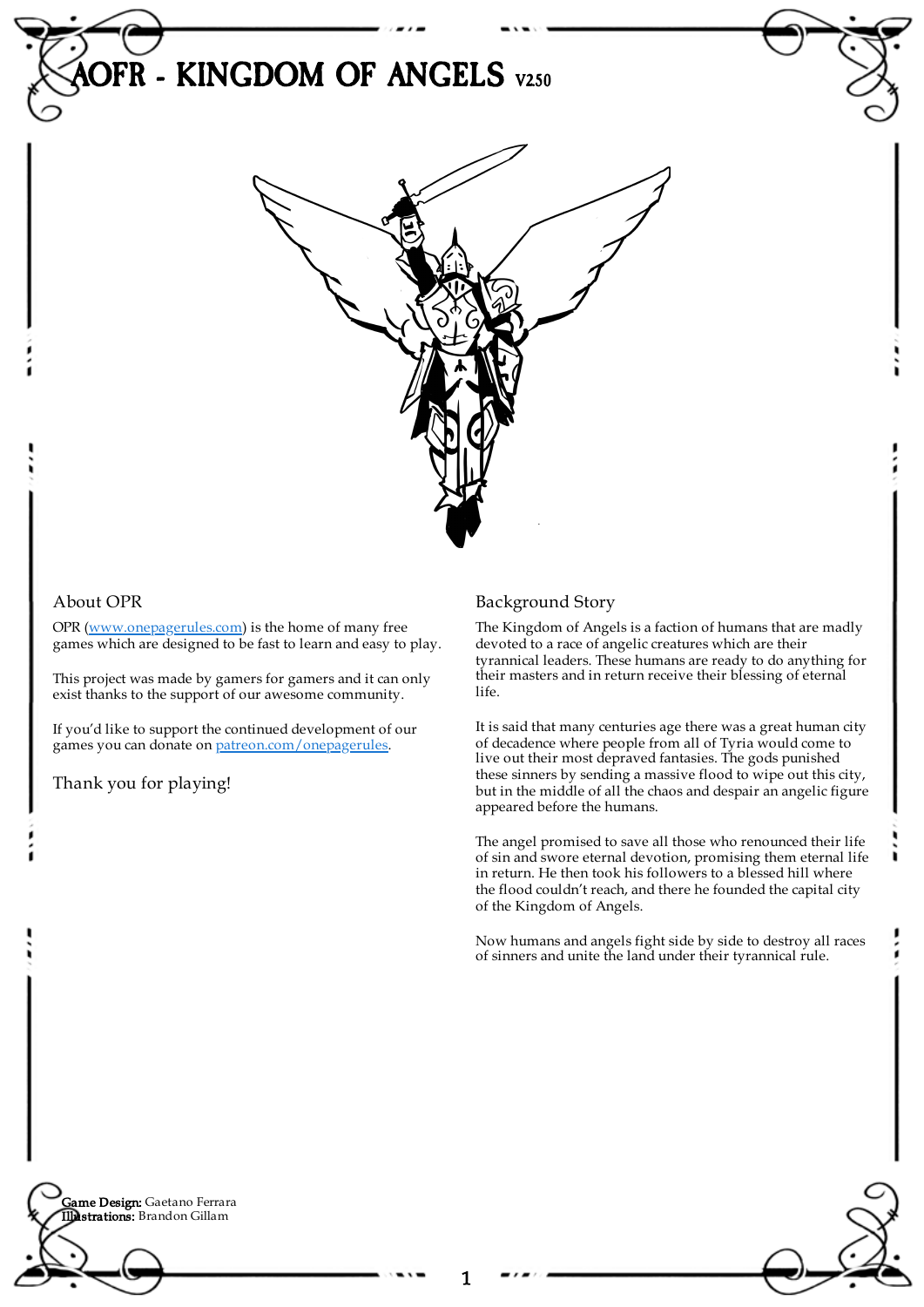# AOFR - KINGDOM OF ANGELS V2.50

## About OPR

OPR (www.onepagerules.com) is the home of many free games which are designed to be fast to learn and easy to play.

This project was made by gamers for gamers and it can only exist thanks to the support of our awesome community.

If you'd like to support the continued development of our games you can donate on patreon.com/onepagerules.

Thank you for playing!

## Background Story

The Kingdom of Angels is a faction of humans that are madly devoted to a race of angelic creatures which are their tyrannical leaders. These humans are ready to do anything for their masters and in return receive their blessing of eternal life.

It is said that many centuries age there was a great human city of decadence where people from all of Tyria would come to live out their most depraved fantasies. The gods punished these sinners by sending a massive flood to wipe out this city, but in the middle of all the chaos and despair an angelic figure appeared before the humans.

The angel promised to save all those who renounced their life of sin and swore eternal devotion, promising them eternal life in return. He then took his followers to a blessed hill where the flood couldn't reach, and there he founded the capital city of the Kingdom of Angels.

Now humans and angels fight side by side to destroy all races of sinners and unite the land under their tyrannical rule.

**Game Design:** Gaetano Ferrara
**Illustrations:** Brandon Gillam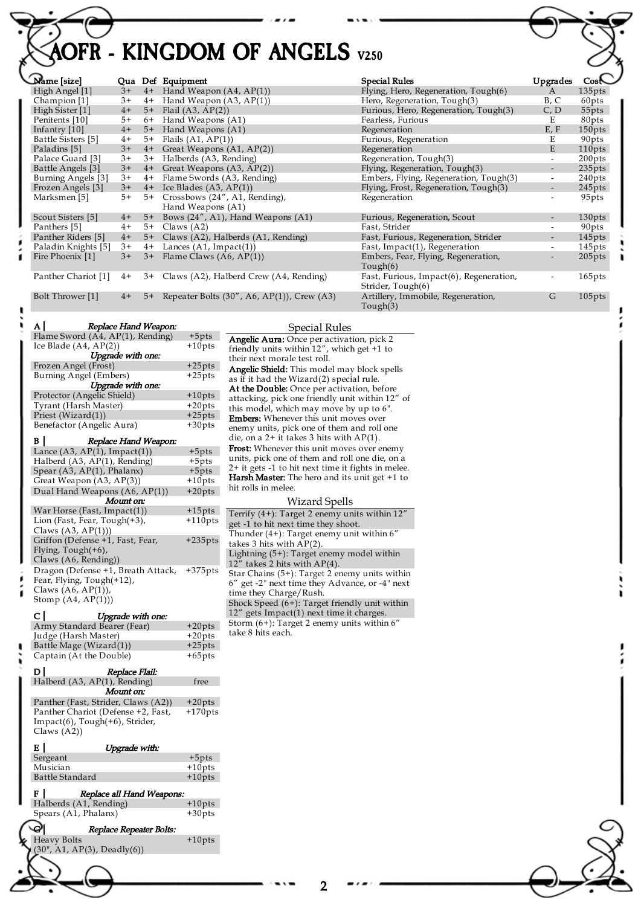# AOFR - KINGDOM OF ANGELS V2.50

| Name [size] | Qua | Def | Equipment | Special Rules | Upgrades | Cost |
|---|---|---|---|---|---|---|
| High Angel [1] | 3+ | 4+ | Hand Weapon (A4, AP(1)) | Flying, Hero, Regeneration, Tough(6) | A | 135pts |
| Champion [1] | 3+ | 4+ | Hand Weapon (A3, AP(1)) | Hero, Regeneration, Tough(3) | B, C | 60pts |
| High Sister [1] | 4+ | 5+ | Flail (A3, AP(2)) | Furious, Hero, Regeneration, Tough(3) | C, D | 55pts |
| Penitents [10] | 5+ | 6+ | Hand Weapons (A1) | Fearless, Furious | E | 80pts |
| Infantry [10] | 4+ | 5+ | Hand Weapons (A1) | Regeneration | E, F | 150pts |
| Battle Sisters [5] | 4+ | 5+ | Flails (A1, AP(1)) | Furious, Regeneration | E | 90pts |
| Paladins [5] | 3+ | 4+ | Great Weapons (A1, AP(2)) | Regeneration | E | 110pts |
| Palace Guard [3] | 3+ | 3+ | Halberds (A3, Rending) | Regeneration, Tough(3) | - | 200pts |
| Battle Angels [3] | 3+ | 4+ | Great Weapons (A3, AP(2)) | Flying, Regeneration, Tough(3) | - | 235pts |
| Burning Angels [3] | 3+ | 4+ | Flame Swords (A3, Rending) | Embers, Flying, Regeneration, Tough(3) | - | 240pts |
| Frozen Angels [3] | 3+ | 4+ | Ice Blades (A3, AP(1)) | Flying, Frost, Regeneration, Tough(3) | - | 245pts |
| Marksmen [5] | 5+ | 5+ | Crossbows (24", A1, Rending), Hand Weapons (A1) | Regeneration | - | 95pts |
| Scout Sisters [5] | 4+ | 5+ | Bows (24", A1), Hand Weapons (A1) | Furious, Regeneration, Scout | - | 130pts |
| Panthers [5] | 4+ | 5+ | Claws (A2) | Fast, Strider | - | 90pts |
| Panther Riders [5] | 4+ | 5+ | Claws (A2), Halberds (A1, Rending) | Fast, Furious, Regeneration, Strider | - | 145pts |
| Paladin Knights [5] | 3+ | 4+ | Lances (A1, Impact(1)) | Fast, Impact(1), Regeneration | - | 145pts |
| Fire Phoenix [1] | 3+ | 3+ | Flame Claws (A6, AP(1)) | Embers, Fear, Flying, Regeneration, Tough(6) | - | 205pts |
| Panther Chariot [1] | 4+ | 3+ | Claws (A2), Halberd Crew (A4, Rending) | Fast, Furious, Impact(6), Regeneration, Strider, Tough(6) | - | 165pts |
| Bolt Thrower [1] | 4+ | 5+ | Repeater Bolts (30", A6, AP(1)), Crew (A3) | Artillery, Immobile, Regeneration, Tough(3) | G | 105pts |

| A | *Replace Hand Weapon:* | |
|---|---|---|
| Flame Sword (A4, AP(1), Rending) | | +5pts |
| Ice Blade (A4, AP(2)) | | +10pts |
| | *Upgrade with one:* | |
| Frozen Angel (Frost) | | +25pts |
| Burning Angel (Embers) | | +25pts |
| | *Upgrade with one:* | |
| Protector (Angelic Shield) | | +10pts |
| Tyrant (Harsh Master) | | +20pts |
| Priest (Wizard(1)) | | +25pts |
| Benefactor (Angelic Aura) | | +30pts |

| B | *Replace Hand Weapon:* | |
|---|---|---|
| Lance (A3, AP(1), Impact(1)) | | +5pts |
| Halberd (A3, AP(1), Rending) | | +5pts |
| Spear (A3, AP(1), Phalanx) | | +5pts |
| Great Weapon (A3, AP(3)) | | +10pts |
| Dual Hand Weapons (A6, AP(1)) | | +20pts |
| | *Mount on:* | |
| War Horse (Fast, Impact(1)) | | +15pts |
| Lion (Fast, Fear, Tough(+3), Claws (A3, AP(1))) | | +110pts |
| Griffon (Defense +1, Fast, Fear, Flying, Tough(+6), Claws (A6, Rending)) | | +235pts |
| Dragon (Defense +1, Breath Attack, Fear, Flying, Tough(+12), Claws (A6, AP(1)), Stomp (A4, AP(1))) | | +375pts |

| C | *Upgrade with one:* | |
|---|---|---|
| Army Standard Bearer (Fear) | | +20pts |
| Judge (Harsh Master) | | +20pts |
| Battle Mage (Wizard(1)) | | +25pts |
| Captain (At the Double) | | +65pts |

| D | *Replace Flail:* | |
|---|---|---|
| Halberd (A3, AP(1), Rending) | | free |
| | *Mount on:* | |
| Panther (Fast, Strider, Claws (A2)) | | +20pts |
| Panther Chariot (Defense +2, Fast, Impact(6), Tough(+6), Strider, Claws (A2)) | | +170pts |

| E | *Upgrade with:* | |
|---|---|---|
| Sergeant | | +5pts |
| Musician | | +10pts |
| Battle Standard | | +10pts |

| F | *Replace all Hand Weapons:* | |
|---|---|---|
| Halberds (A1, Rending) | | +10pts |
| Spears (A1, Phalanx) | | +30pts |

| G | *Replace Repeater Bolts:* | |
|---|---|---|
| Heavy Bolts (30", A1, AP(3), Deadly(6)) | | +10pts |

## Special Rules

**Angelic Aura:** Once per activation, pick 2 friendly units within 12", which get +1 to their next morale test roll.

**Angelic Shield:** This model may block spells as if it had the Wizard(2) special rule.

**At the Double:** Once per activation, before attacking, pick one friendly unit within 12" of this model, which may move by up to 6".

**Embers:** Whenever this unit moves over enemy units, pick one of them and roll one die, on a 2+ it takes 3 hits with AP(1).

**Frost:** Whenever this unit moves over enemy units, pick one of them and roll one die, on a 2+ it gets -1 to hit next time it fights in melee.

**Harsh Master:** The hero and its unit get +1 to hit rolls in melee.

## Wizard Spells

Terrify (4+): Target 2 enemy units within 12" get -1 to hit next time they shoot.

Thunder (4+): Target enemy unit within 6" takes 3 hits with AP(2).

Lightning (5+): Target enemy model within 12" takes 2 hits with AP(4).

Star Chains (5+): Target 2 enemy units within 6" get -2" next time they Advance, or -4" next time they Charge/Rush.

Shock Speed (6+): Target friendly unit within 12" gets Impact(1) next time it charges.

Storm (6+): Target 2 enemy units within 6" take 8 hits each.